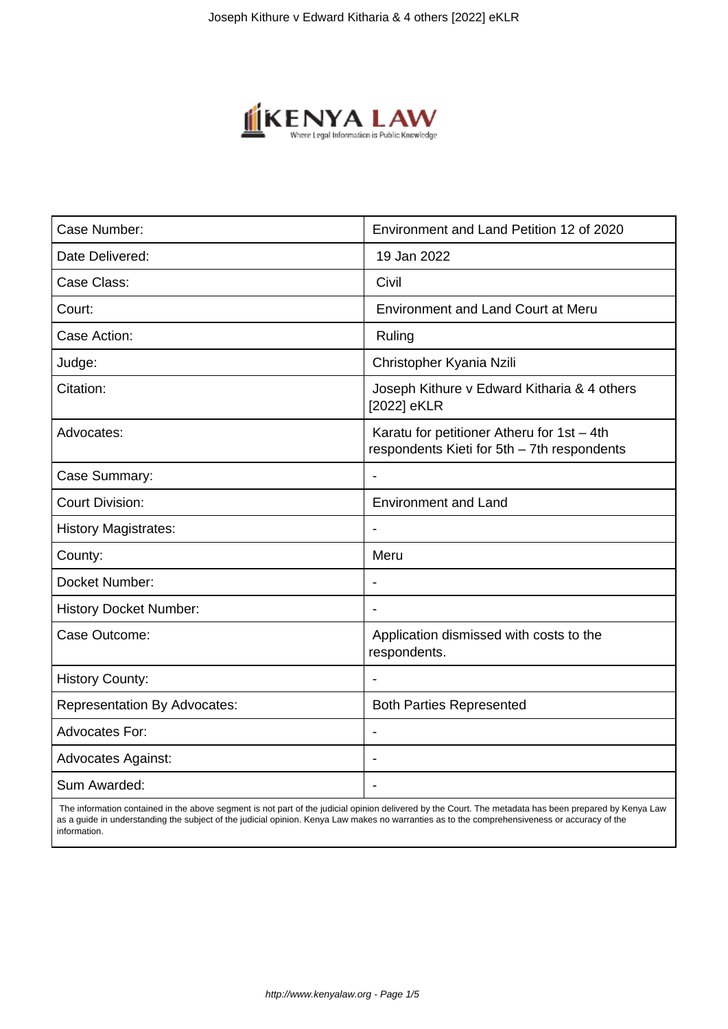| Case Number: | Environment and Land Petition 12 of 2020 |
|---|---|
| Date Delivered: | 19 Jan 2022 |
| Case Class: | Civil |
| Court: | Environment and Land Court at Meru |
| Case Action: | Ruling |
| Judge: | Christopher Kyania Nzili |
| Citation: | Joseph Kithure v Edward Kitharia & 4 others [2022] eKLR |
| Advocates: | Karatu for petitioner Atheru for 1st – 4th respondents Kieti for 5th – 7th respondents |
| Case Summary: | - |
| Court Division: | Environment and Land |
| History Magistrates: | - |
| County: | Meru |
| Docket Number: | - |
| History Docket Number: | - |
| Case Outcome: | Application dismissed with costs to the respondents. |
| History County: | - |
| Representation By Advocates: | Both Parties Represented |
| Advocates For: | - |
| Advocates Against: | - |
| Sum Awarded: | - |

The information contained in the above segment is not part of the judicial opinion delivered by the Court. The metadata has been prepared by Kenya Law as a guide in understanding the subject of the judicial opinion. Kenya Law makes no warranties as to the comprehensiveness or accuracy of the information.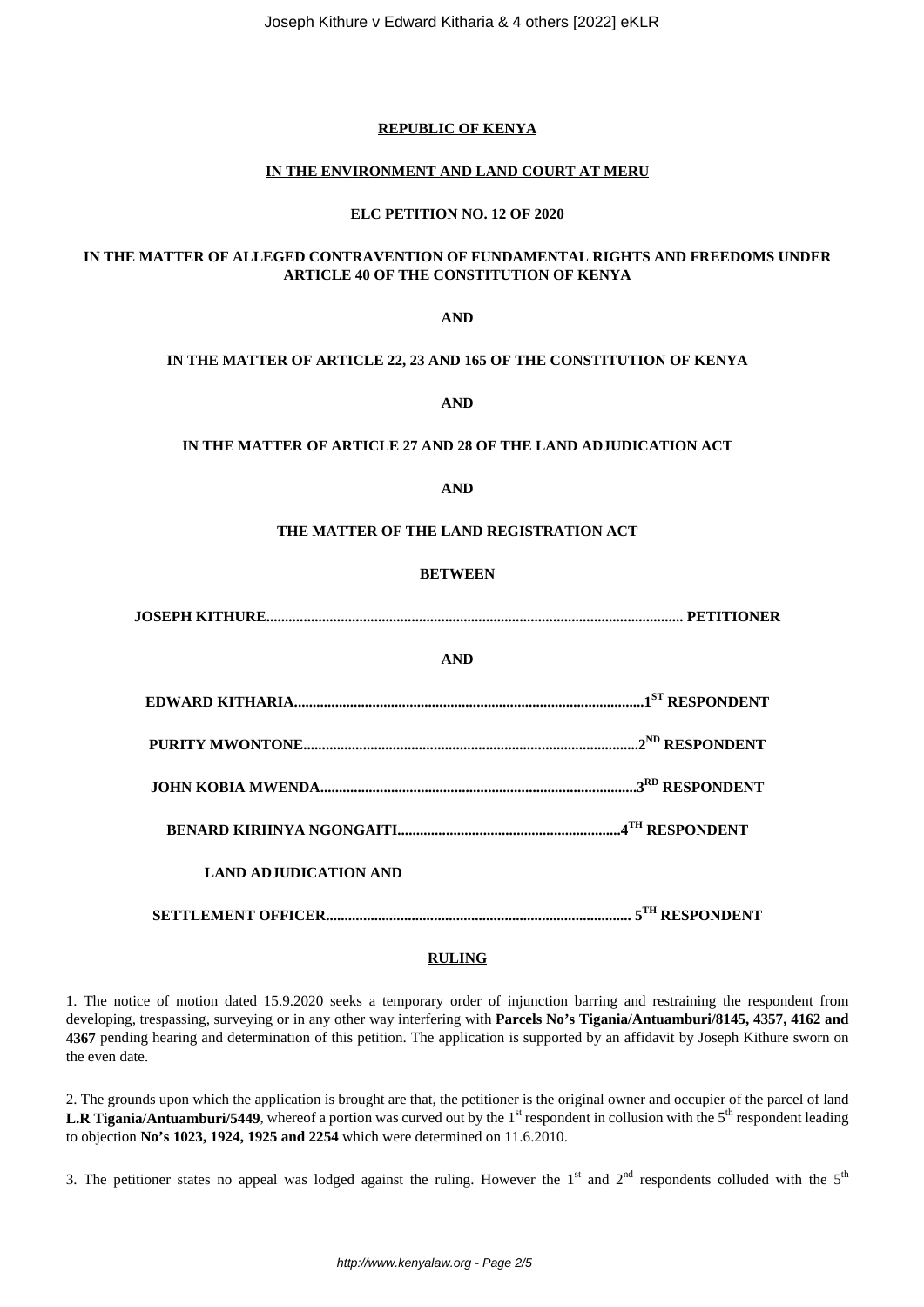**REPUBLIC OF KENYA**

**IN THE ENVIRONMENT AND LAND COURT AT MERU**

**ELC PETITION NO. 12 OF 2020**

**IN THE MATTER OF ALLEGED CONTRAVENTION OF FUNDAMENTAL RIGHTS AND FREEDOMS UNDER ARTICLE 40 OF THE CONSTITUTION OF KENYA**

**AND**

**IN THE MATTER OF ARTICLE 22, 23 AND 165 OF THE CONSTITUTION OF KENYA**

**AND**

**IN THE MATTER OF ARTICLE 27 AND 28 OF THE LAND ADJUDICATION ACT**

**AND**

**THE MATTER OF THE LAND REGISTRATION ACT**

**BETWEEN**

**JOSEPH KITHURE................................................................................................................ PETITIONER**

**AND**

**EDWARD KITHARIA...............................................................................................1ST RESPONDENT**

**PURITY MWONTONE..........................................................................................2ND RESPONDENT**

**JOHN KOBIA MWENDA......................................................................................3RD RESPONDENT**

**BENARD KIRIINYA NGONGAITI............................................................4TH RESPONDENT**

**LAND ADJUDICATION AND**

**SETTLEMENT OFFICER................................................................................... 5TH RESPONDENT**

**RULING**

1. The notice of motion dated 15.9.2020 seeks a temporary order of injunction barring and restraining the respondent from developing, trespassing, surveying or in any other way interfering with **Parcels No's Tigania/Antuamburi/8145, 4357, 4162 and 4367** pending hearing and determination of this petition. The application is supported by an affidavit by Joseph Kithure sworn on the even date.

2. The grounds upon which the application is brought are that, the petitioner is the original owner and occupier of the parcel of land **L.R Tigania/Antuamburi/5449**, whereof a portion was curved out by the 1st respondent in collusion with the 5th respondent leading to objection **No's 1023, 1924, 1925 and 2254** which were determined on 11.6.2010.

3. The petitioner states no appeal was lodged against the ruling. However the 1st and 2nd respondents colluded with the 5th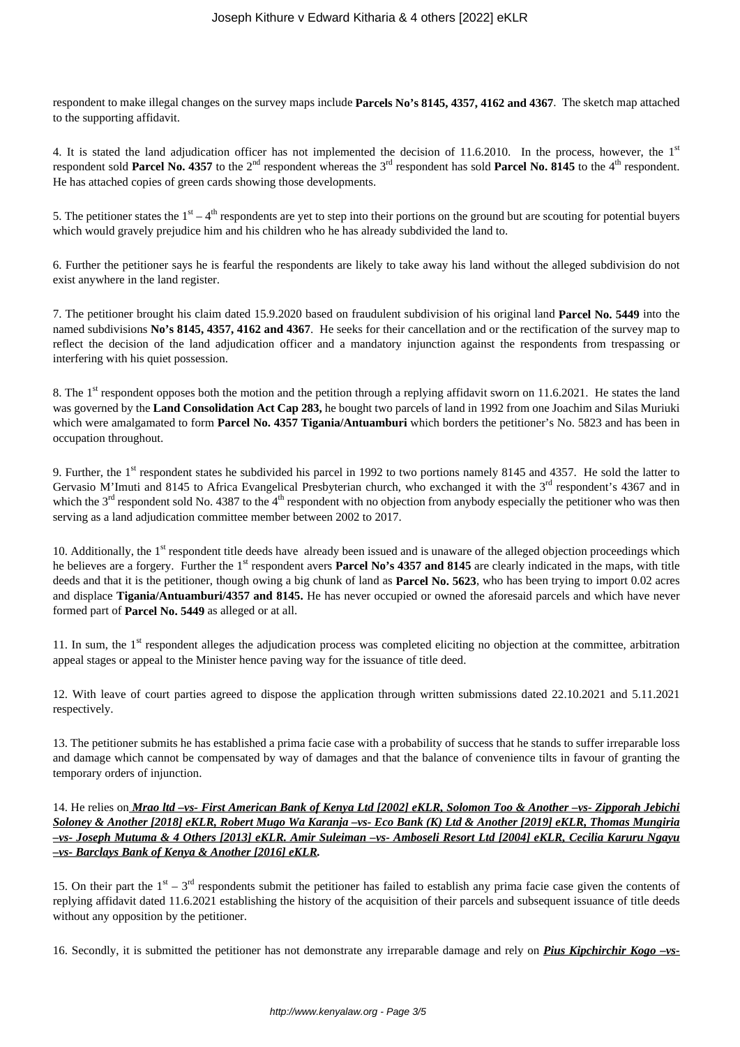respondent to make illegal changes on the survey maps include **Parcels No's 8145, 4357, 4162 and 4367**. The sketch map attached to the supporting affidavit.

4. It is stated the land adjudication officer has not implemented the decision of 11.6.2010. In the process, however, the 1st respondent sold **Parcel No. 4357** to the 2nd respondent whereas the 3rd respondent has sold **Parcel No. 8145** to the 4th respondent. He has attached copies of green cards showing those developments.

5. The petitioner states the 1st – 4th respondents are yet to step into their portions on the ground but are scouting for potential buyers which would gravely prejudice him and his children who he has already subdivided the land to.

6. Further the petitioner says he is fearful the respondents are likely to take away his land without the alleged subdivision do not exist anywhere in the land register.

7. The petitioner brought his claim dated 15.9.2020 based on fraudulent subdivision of his original land **Parcel No. 5449** into the named subdivisions **No's 8145, 4357, 4162 and 4367**. He seeks for their cancellation and or the rectification of the survey map to reflect the decision of the land adjudication officer and a mandatory injunction against the respondents from trespassing or interfering with his quiet possession.

8. The 1st respondent opposes both the motion and the petition through a replying affidavit sworn on 11.6.2021. He states the land was governed by the **Land Consolidation Act Cap 283,** he bought two parcels of land in 1992 from one Joachim and Silas Muriuki which were amalgamated to form **Parcel No. 4357 Tigania/Antuamburi** which borders the petitioner's No. 5823 and has been in occupation throughout.

9. Further, the 1st respondent states he subdivided his parcel in 1992 to two portions namely 8145 and 4357. He sold the latter to Gervasio M'Imuti and 8145 to Africa Evangelical Presbyterian church, who exchanged it with the 3rd respondent's 4367 and in which the 3rd respondent sold No. 4387 to the 4th respondent with no objection from anybody especially the petitioner who was then serving as a land adjudication committee member between 2002 to 2017.

10. Additionally, the 1st respondent title deeds have already been issued and is unaware of the alleged objection proceedings which he believes are a forgery. Further the 1st respondent avers **Parcel No's 4357 and 8145** are clearly indicated in the maps, with title deeds and that it is the petitioner, though owing a big chunk of land as **Parcel No. 5623**, who has been trying to import 0.02 acres and displace **Tigania/Antuamburi/4357 and 8145.** He has never occupied or owned the aforesaid parcels and which have never formed part of **Parcel No. 5449** as alleged or at all.

11. In sum, the 1st respondent alleges the adjudication process was completed eliciting no objection at the committee, arbitration appeal stages or appeal to the Minister hence paving way for the issuance of title deed.

12. With leave of court parties agreed to dispose the application through written submissions dated 22.10.2021 and 5.11.2021 respectively.

13. The petitioner submits he has established a prima facie case with a probability of success that he stands to suffer irreparable loss and damage which cannot be compensated by way of damages and that the balance of convenience tilts in favour of granting the temporary orders of injunction.

14. He relies on ***Mrao ltd –vs- First American Bank of Kenya Ltd [2002] eKLR, Solomon Too & Another –vs- Zipporah Jebichi Soloney & Another [2018] eKLR, Robert Mugo Wa Karanja –vs- Eco Bank (K) Ltd & Another [2019] eKLR, Thomas Mungiria –vs- Joseph Mutuma & 4 Others [2013] eKLR. Amir Suleiman –vs- Amboseli Resort Ltd [2004] eKLR, Cecilia Karuru Ngayu –vs- Barclays Bank of Kenya & Another [2016] eKLR.***

15. On their part the 1st – 3rd respondents submit the petitioner has failed to establish any prima facie case given the contents of replying affidavit dated 11.6.2021 establishing the history of the acquisition of their parcels and subsequent issuance of title deeds without any opposition by the petitioner.

16. Secondly, it is submitted the petitioner has not demonstrate any irreparable damage and rely on ***Pius Kipchirchir Kogo –vs-***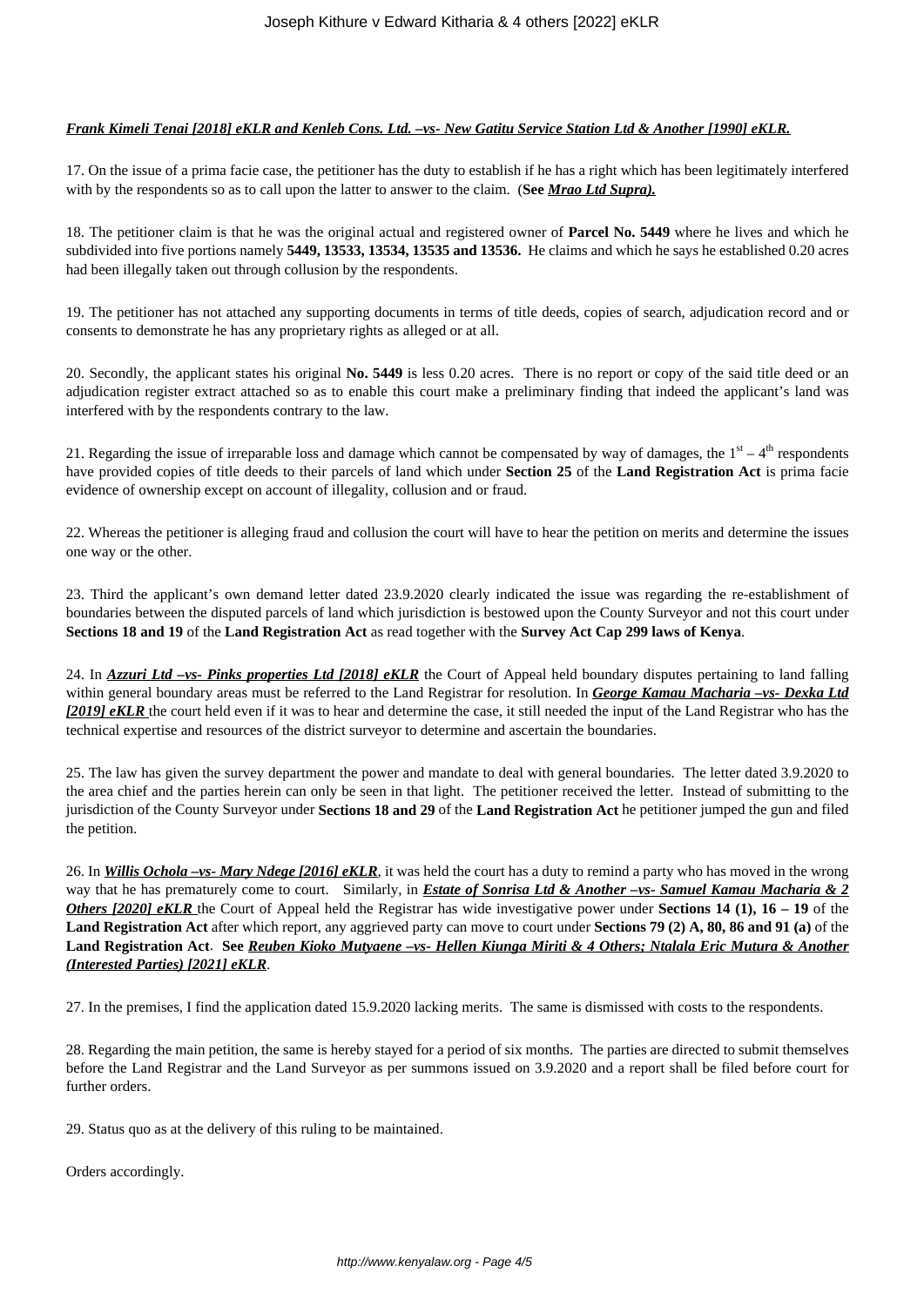***Frank Kimeli Tenai [2018] eKLR and Kenleb Cons. Ltd. –vs- New Gatitu Service Station Ltd & Another [1990] eKLR.***

17. On the issue of a prima facie case, the petitioner has the duty to establish if he has a right which has been legitimately interfered with by the respondents so as to call upon the latter to answer to the claim. (**See *Mrao Ltd Supra).***

18. The petitioner claim is that he was the original actual and registered owner of **Parcel No. 5449** where he lives and which he subdivided into five portions namely **5449, 13533, 13534, 13535 and 13536.** He claims and which he says he established 0.20 acres had been illegally taken out through collusion by the respondents.

19. The petitioner has not attached any supporting documents in terms of title deeds, copies of search, adjudication record and or consents to demonstrate he has any proprietary rights as alleged or at all.

20. Secondly, the applicant states his original **No. 5449** is less 0.20 acres. There is no report or copy of the said title deed or an adjudication register extract attached so as to enable this court make a preliminary finding that indeed the applicant's land was interfered with by the respondents contrary to the law.

21. Regarding the issue of irreparable loss and damage which cannot be compensated by way of damages, the 1st – 4th respondents have provided copies of title deeds to their parcels of land which under **Section 25** of the **Land Registration Act** is prima facie evidence of ownership except on account of illegality, collusion and or fraud.

22. Whereas the petitioner is alleging fraud and collusion the court will have to hear the petition on merits and determine the issues one way or the other.

23. Third the applicant's own demand letter dated 23.9.2020 clearly indicated the issue was regarding the re-establishment of boundaries between the disputed parcels of land which jurisdiction is bestowed upon the County Surveyor and not this court under **Sections 18 and 19** of the **Land Registration Act** as read together with the **Survey Act Cap 299 laws of Kenya**.

24. In ***Azzuri Ltd –vs- Pinks properties Ltd [2018] eKLR*** the Court of Appeal held boundary disputes pertaining to land falling within general boundary areas must be referred to the Land Registrar for resolution. In ***George Kamau Macharia –vs- Dexka Ltd [2019] eKLR*** the court held even if it was to hear and determine the case, it still needed the input of the Land Registrar who has the technical expertise and resources of the district surveyor to determine and ascertain the boundaries.

25. The law has given the survey department the power and mandate to deal with general boundaries. The letter dated 3.9.2020 to the area chief and the parties herein can only be seen in that light. The petitioner received the letter. Instead of submitting to the jurisdiction of the County Surveyor under **Sections 18 and 29** of the **Land Registration Act** he petitioner jumped the gun and filed the petition.

26. In ***Willis Ochola –vs- Mary Ndege [2016] eKLR***, it was held the court has a duty to remind a party who has moved in the wrong way that he has prematurely come to court. Similarly, in ***Estate of Sonrisa Ltd & Another –vs- Samuel Kamau Macharia & 2 Others [2020] eKLR*** the Court of Appeal held the Registrar has wide investigative power under **Sections 14 (1), 16 – 19** of the **Land Registration Act** after which report, any aggrieved party can move to court under **Sections 79 (2) A, 80, 86 and 91 (a)** of the **Land Registration Act**. **See *Reuben Kioko Mutyaene –vs- Hellen Kiunga Miriti & 4 Others; Ntalala Eric Mutura & Another (Interested Parties) [2021] eKLR***.

27. In the premises, I find the application dated 15.9.2020 lacking merits. The same is dismissed with costs to the respondents.

28. Regarding the main petition, the same is hereby stayed for a period of six months. The parties are directed to submit themselves before the Land Registrar and the Land Surveyor as per summons issued on 3.9.2020 and a report shall be filed before court for further orders.

29. Status quo as at the delivery of this ruling to be maintained.

Orders accordingly.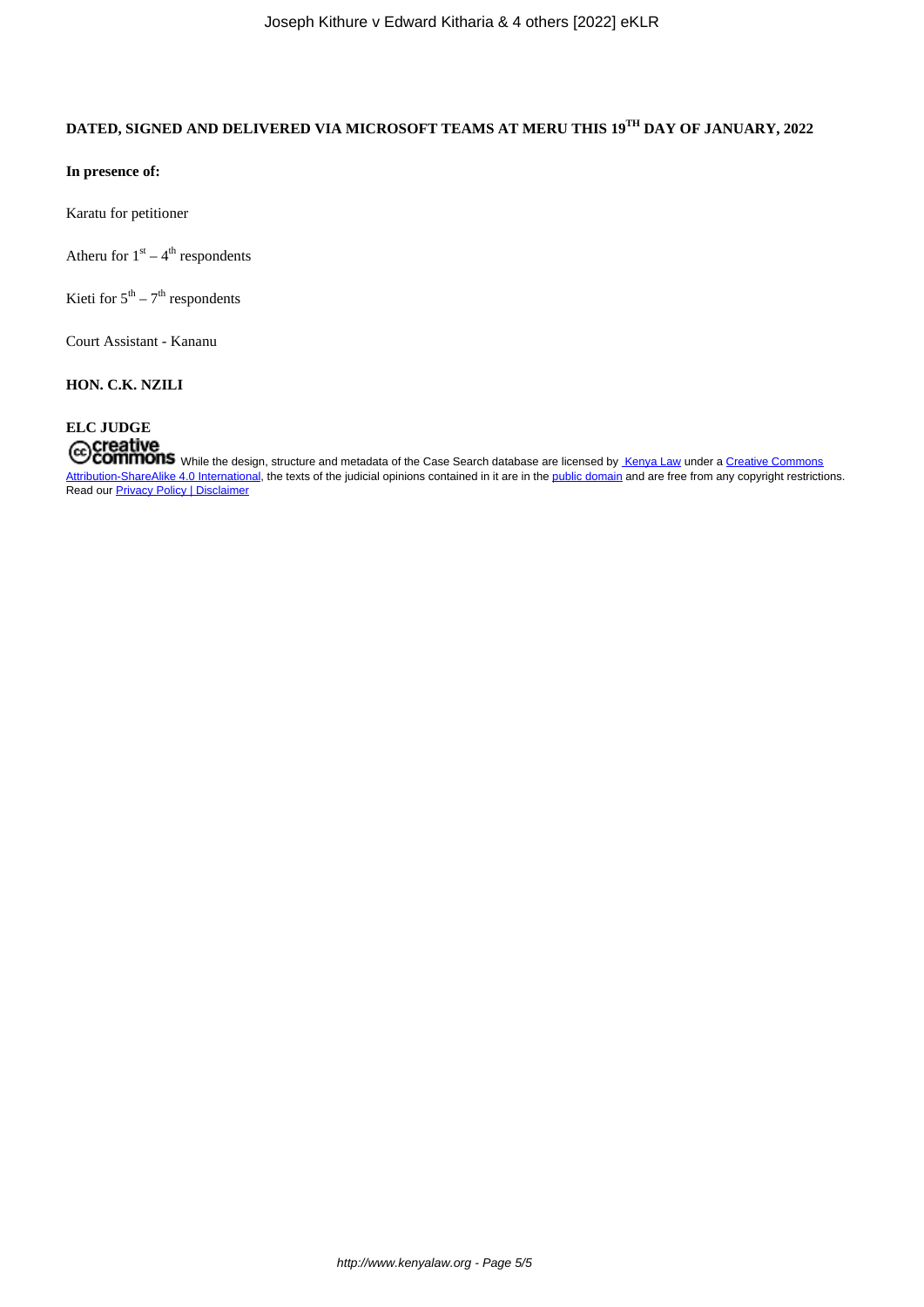**DATED, SIGNED AND DELIVERED VIA MICROSOFT TEAMS AT MERU THIS 19TH DAY OF JANUARY, 2022**

**In presence of:**

Karatu for petitioner

Atheru for 1st – 4th respondents

Kieti for 5th – 7th respondents

Court Assistant - Kananu

**HON. C.K. NZILI**

**ELC JUDGE**

While the design, structure and metadata of the Case Search database are licensed by Kenya Law under a Creative Commons Attribution-ShareAlike 4.0 International, the texts of the judicial opinions contained in it are in the public domain and are free from any copyright restrictions. Read our Privacy Policy | Disclaimer